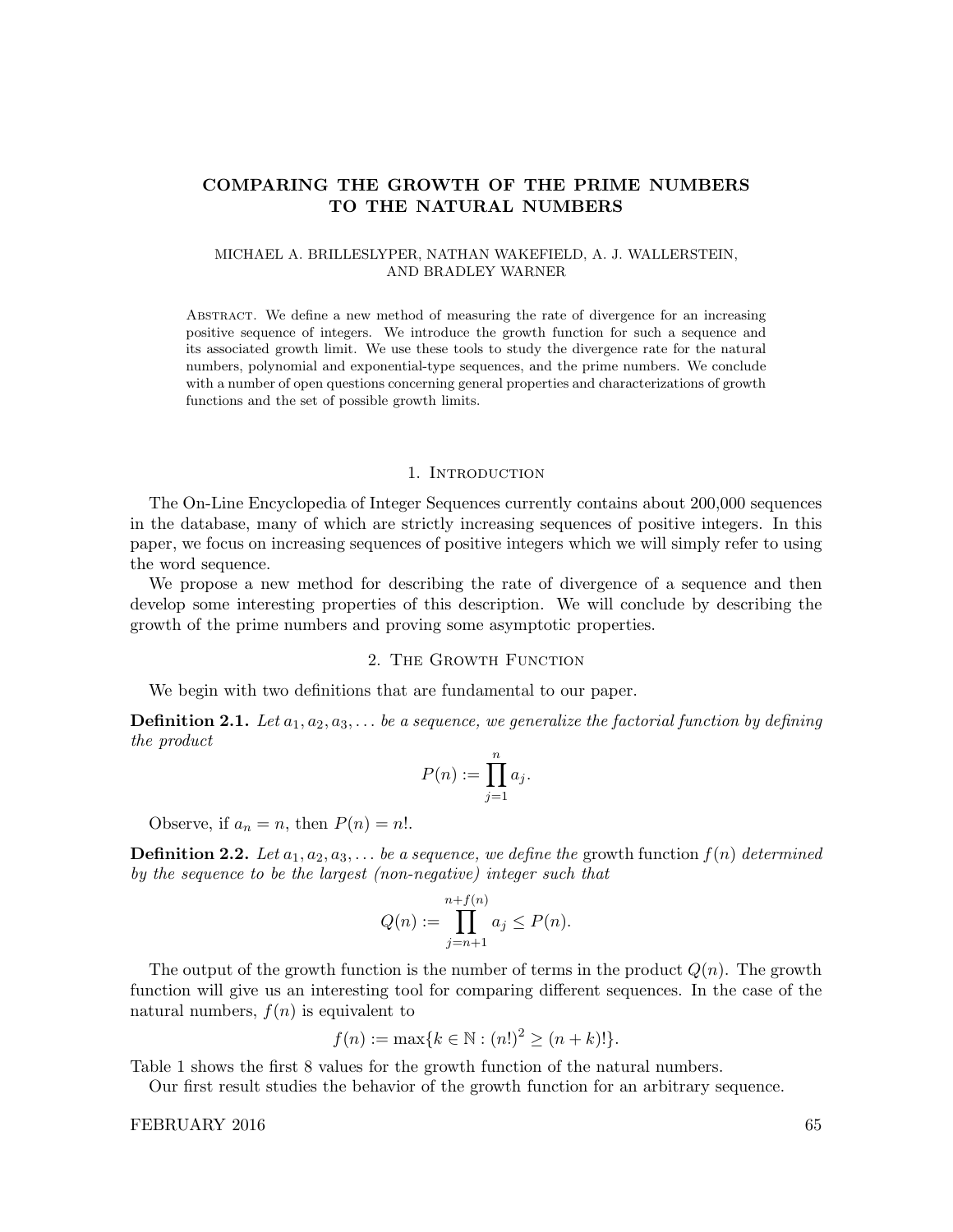# COMPARING THE GROWTH OF THE PRIME NUMBERS TO THE NATURAL NUMBERS

MICHAEL A. BRILLESLYPER, NATHAN WAKEFIELD, A. J. WALLERSTEIN, AND BRADLEY WARNER

Abstract. We define a new method of measuring the rate of divergence for an increasing positive sequence of integers. We introduce the growth function for such a sequence and its associated growth limit. We use these tools to study the divergence rate for the natural numbers, polynomial and exponential-type sequences, and the prime numbers. We conclude with a number of open questions concerning general properties and characterizations of growth functions and the set of possible growth limits.

## 1. Introduction

The On-Line Encyclopedia of Integer Sequences currently contains about 200,000 sequences in the database, many of which are strictly increasing sequences of positive integers. In this paper, we focus on increasing sequences of positive integers which we will simply refer to using the word sequence.

We propose a new method for describing the rate of divergence of a sequence and then develop some interesting properties of this description. We will conclude by describing the growth of the prime numbers and proving some asymptotic properties.

## 2. The Growth Function

We begin with two definitions that are fundamental to our paper.

**Definition 2.1.** *Let $a_1, a_2, a_3, \ldots$ be a sequence, we generalize the factorial function by defining the product*

$$P(n) := \prod_{j=1}^{n} a_j.$$

Observe, if $a_n = n$, then $P(n) = n!$.

**Definition 2.2.** *Let $a_1, a_2, a_3, \ldots$ be a sequence, we define the* growth function *$f(n)$ determined by the sequence to be the largest (non-negative) integer such that*

$$Q(n) := \prod_{j=n+1}^{n+f(n)} a_j \leq P(n).$$

The output of the growth function is the number of terms in the product $Q(n)$. The growth function will give us an interesting tool for comparing different sequences. In the case of the natural numbers, $f(n)$ is equivalent to

$$f(n) := \max\{k \in \mathbb{N} : (n!)^2 \geq (n+k)!\}.$$

Table 1 shows the first 8 values for the growth function of the natural numbers.

Our first result studies the behavior of the growth function for an arbitrary sequence.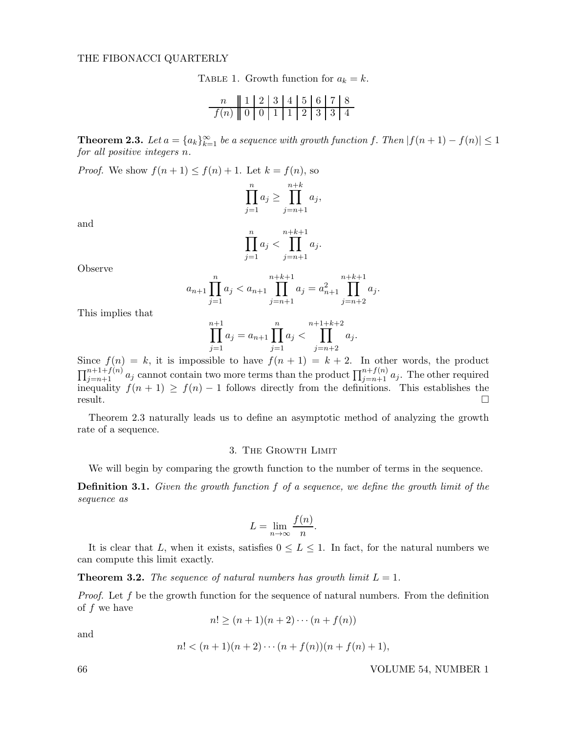Table 1. Growth function for $a_k = k$.

| $n$ | 1 | 2 | 3 | 4 | 5 | 6 | 7 | 8 |
|---|---|---|---|---|---|---|---|---|
| $f(n)$ | 0 | 0 | 1 | 1 | 2 | 3 | 3 | 4 |

**Theorem 2.3.** *Let $a = \{a_k\}_{k=1}^{\infty}$ be a sequence with growth function $f$. Then $|f(n+1) - f(n)| \leq 1$ for all positive integers $n$.*

*Proof.* We show $f(n+1) \leq f(n) + 1$. Let $k = f(n)$, so

$$\prod_{j=1}^{n} a_j \geq \prod_{j=n+1}^{n+k} a_j,$$

and

$$\prod_{j=1}^{n} a_j < \prod_{j=n+1}^{n+k+1} a_j.$$

Observe

$$a_{n+1} \prod_{j=1}^{n} a_j < a_{n+1} \prod_{j=n+1}^{n+k+1} a_j = a_{n+1}^2 \prod_{j=n+2}^{n+k+1} a_j.$$

This implies that

$$\prod_{j=1}^{n+1} a_j = a_{n+1} \prod_{j=1}^{n} a_j < \prod_{j=n+2}^{n+1+k+2} a_j.$$

Since $f(n) = k$, it is impossible to have $f(n+1) = k+2$. In other words, the product $\prod_{j=n+1}^{n+1+f(n)} a_j$ cannot contain two more terms than the product $\prod_{j=n+1}^{n+f(n)} a_j$. The other required inequality $f(n+1) \geq f(n) - 1$ follows directly from the definitions. This establishes the result. $\square$

Theorem 2.3 naturally leads us to define an asymptotic method of analyzing the growth rate of a sequence.

## 3. The Growth Limit

We will begin by comparing the growth function to the number of terms in the sequence.

**Definition 3.1.** *Given the growth function $f$ of a sequence, we define the growth limit of the sequence as*

$$L = \lim_{n \to \infty} \frac{f(n)}{n}.$$

It is clear that $L$, when it exists, satisfies $0 \leq L \leq 1$. In fact, for the natural numbers we can compute this limit exactly.

**Theorem 3.2.** *The sequence of natural numbers has growth limit $L = 1$.*

*Proof.* Let $f$ be the growth function for the sequence of natural numbers. From the definition of $f$ we have

$$n! \geq (n+1)(n+2)\cdots(n+f(n))$$

and

$$n! < (n+1)(n+2)\cdots(n+f(n))(n+f(n)+1),$$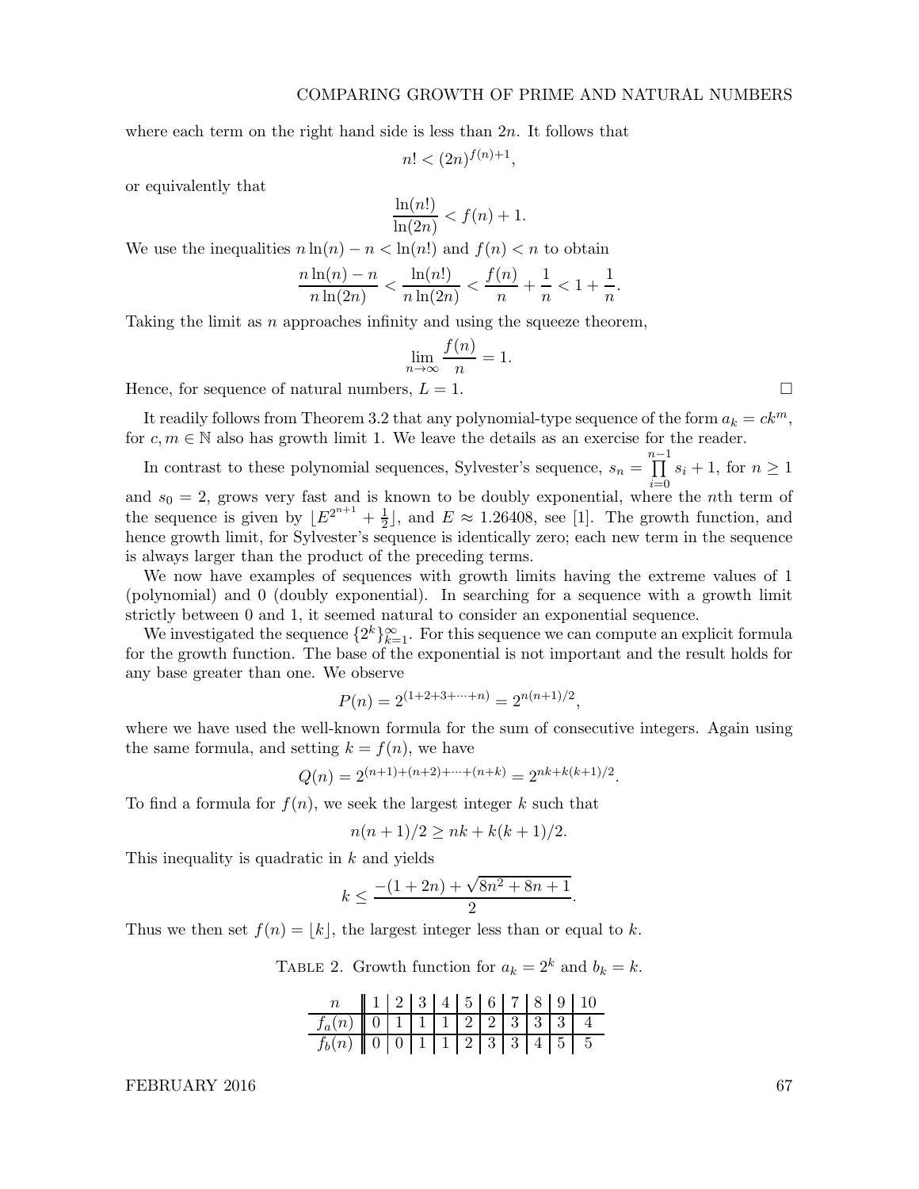where each term on the right hand side is less than $2n$. It follows that

$$n! < (2n)^{f(n)+1},$$

or equivalently that

$$\frac{\ln(n!)}{\ln(2n)} < f(n) + 1.$$

We use the inequalities $n\ln(n) - n < \ln(n!)$ and $f(n) < n$ to obtain

$$\frac{n\ln(n) - n}{n\ln(2n)} < \frac{\ln(n!)}{n\ln(2n)} < \frac{f(n)}{n} + \frac{1}{n} < 1 + \frac{1}{n}.$$

Taking the limit as $n$ approaches infinity and using the squeeze theorem,

$$\lim_{n\to\infty} \frac{f(n)}{n} = 1.$$

Hence, for sequence of natural numbers, $L = 1$. □

It readily follows from Theorem 3.2 that any polynomial-type sequence of the form $a_k = ck^m$, for $c, m \in \mathbb{N}$ also has growth limit 1. We leave the details as an exercise for the reader.

In contrast to these polynomial sequences, Sylvester's sequence, $s_n = \prod_{i=0}^{n-1} s_i + 1$, for $n \geq 1$ and $s_0 = 2$, grows very fast and is known to be doubly exponential, where the $n$th term of the sequence is given by $\lfloor E^{2^{n+1}} + \frac{1}{2} \rfloor$, and $E \approx 1.26408$, see [1]. The growth function, and hence growth limit, for Sylvester's sequence is identically zero; each new term in the sequence is always larger than the product of the preceding terms.

We now have examples of sequences with growth limits having the extreme values of 1 (polynomial) and 0 (doubly exponential). In searching for a sequence with a growth limit strictly between 0 and 1, it seemed natural to consider an exponential sequence.

We investigated the sequence $\{2^k\}_{k=1}^{\infty}$. For this sequence we can compute an explicit formula for the growth function. The base of the exponential is not important and the result holds for any base greater than one. We observe

$$P(n) = 2^{(1+2+3+\cdots+n)} = 2^{n(n+1)/2},$$

where we have used the well-known formula for the sum of consecutive integers. Again using the same formula, and setting $k = f(n)$, we have

$$Q(n) = 2^{(n+1)+(n+2)+\cdots+(n+k)} = 2^{nk+k(k+1)/2}.$$

To find a formula for $f(n)$, we seek the largest integer $k$ such that

$$n(n+1)/2 \geq nk + k(k+1)/2.$$

This inequality is quadratic in $k$ and yields

$$k \leq \frac{-(1+2n) + \sqrt{8n^2 + 8n + 1}}{2}.$$

Thus we then set $f(n) = \lfloor k \rfloor$, the largest integer less than or equal to $k$.

Table 2. Growth function for $a_k = 2^k$ and $b_k = k$.

| $n$ | 1 | 2 | 3 | 4 | 5 | 6 | 7 | 8 | 9 | 10 |
|---|---|---|---|---|---|---|---|---|---|---|
| $f_a(n)$ | 0 | 1 | 1 | 1 | 2 | 2 | 3 | 3 | 3 | 4 |
| $f_b(n)$ | 0 | 0 | 1 | 1 | 2 | 3 | 3 | 4 | 5 | 5 |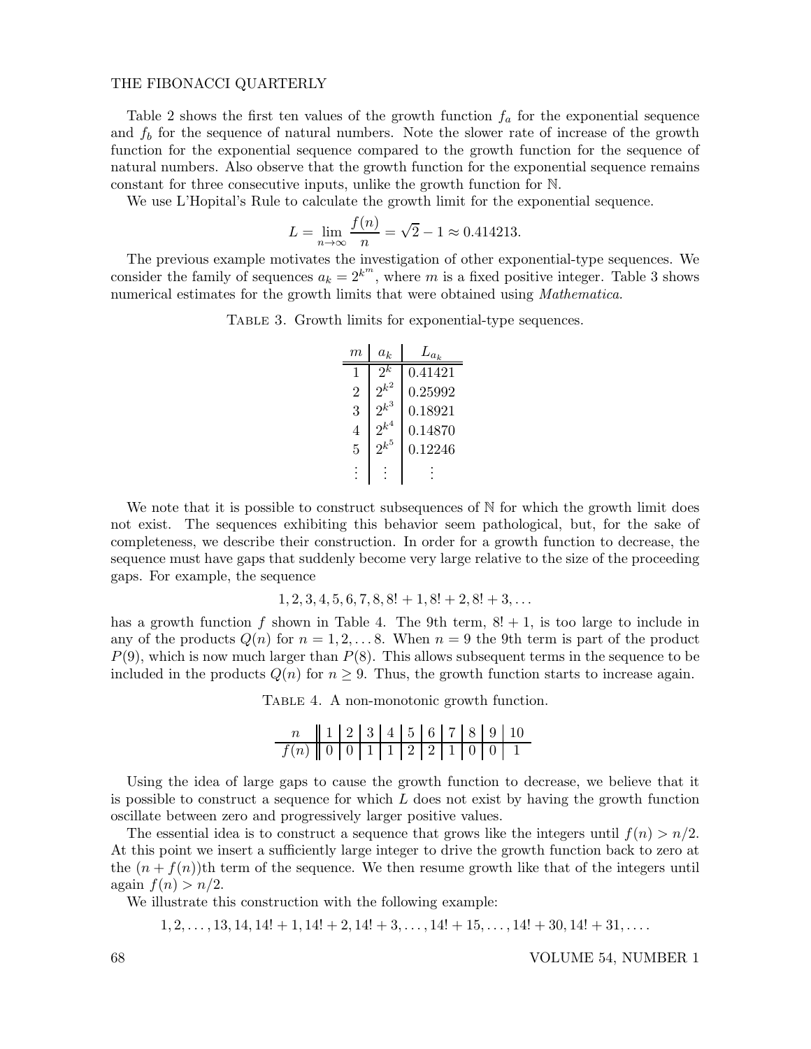Table 2 shows the first ten values of the growth function $f_a$ for the exponential sequence and $f_b$ for the sequence of natural numbers. Note the slower rate of increase of the growth function for the exponential sequence compared to the growth function for the sequence of natural numbers. Also observe that the growth function for the exponential sequence remains constant for three consecutive inputs, unlike the growth function for $\mathbb{N}$.

We use L'Hopital's Rule to calculate the growth limit for the exponential sequence.

$$L = \lim_{n\to\infty} \frac{f(n)}{n} = \sqrt{2} - 1 \approx 0.414213.$$

The previous example motivates the investigation of other exponential-type sequences. We consider the family of sequences $a_k = 2^{k^m}$, where $m$ is a fixed positive integer. Table 3 shows numerical estimates for the growth limits that were obtained using *Mathematica*.

Table 3. Growth limits for exponential-type sequences.

| $m$ | $a_k$ | $L_{a_k}$ |
|---|---|---|
| 1 | $2^k$ | 0.41421 |
| 2 | $2^{k^2}$ | 0.25992 |
| 3 | $2^{k^3}$ | 0.18921 |
| 4 | $2^{k^4}$ | 0.14870 |
| 5 | $2^{k^5}$ | 0.12246 |
| $\vdots$ | $\vdots$ | $\vdots$ |

We note that it is possible to construct subsequences of $\mathbb{N}$ for which the growth limit does not exist. The sequences exhibiting this behavior seem pathological, but, for the sake of completeness, we describe their construction. In order for a growth function to decrease, the sequence must have gaps that suddenly become very large relative to the size of the proceeding gaps. For example, the sequence

$$1, 2, 3, 4, 5, 6, 7, 8, 8! + 1, 8! + 2, 8! + 3, \ldots$$

has a growth function $f$ shown in Table 4. The 9th term, $8! + 1$, is too large to include in any of the products $Q(n)$ for $n = 1, 2, \ldots 8$. When $n = 9$ the 9th term is part of the product $P(9)$, which is now much larger than $P(8)$. This allows subsequent terms in the sequence to be included in the products $Q(n)$ for $n \geq 9$. Thus, the growth function starts to increase again.

Table 4. A non-monotonic growth function.

| $n$ | 1 | 2 | 3 | 4 | 5 | 6 | 7 | 8 | 9 | 10 |
|---|---|---|---|---|---|---|---|---|---|---|
| $f(n)$ | 0 | 0 | 1 | 1 | 2 | 2 | 1 | 0 | 0 | 1 |

Using the idea of large gaps to cause the growth function to decrease, we believe that it is possible to construct a sequence for which $L$ does not exist by having the growth function oscillate between zero and progressively larger positive values.

The essential idea is to construct a sequence that grows like the integers until $f(n) > n/2$. At this point we insert a sufficiently large integer to drive the growth function back to zero at the $(n + f(n))$th term of the sequence. We then resume growth like that of the integers until again $f(n) > n/2$.

We illustrate this construction with the following example:

$$1, 2, \ldots, 13, 14, 14! + 1, 14! + 2, 14! + 3, \ldots, 14! + 15, \ldots, 14! + 30, 14! + 31, \ldots.$$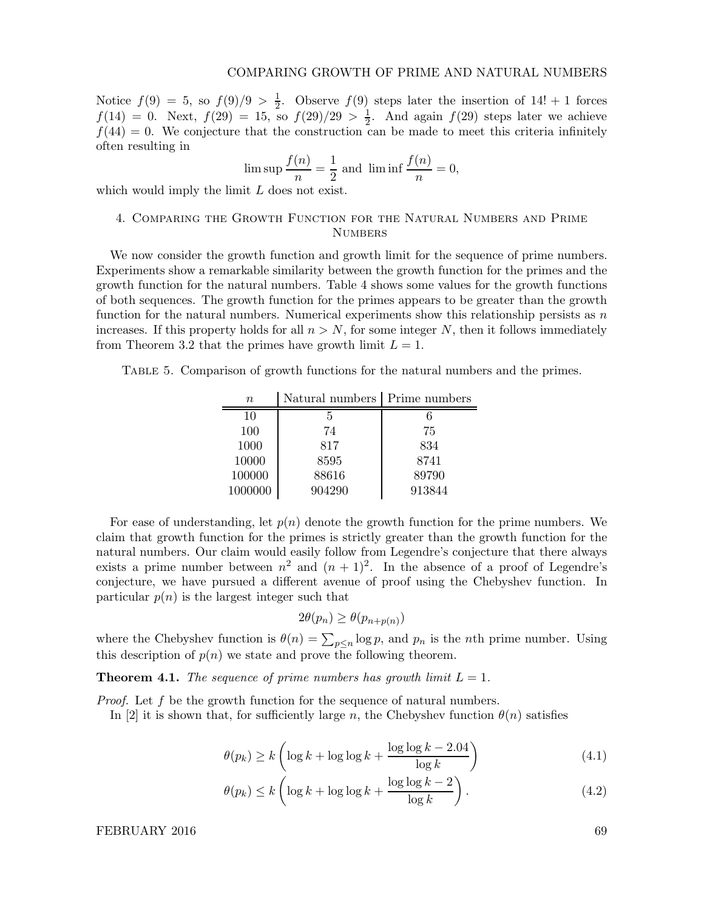Notice $f(9) = 5$, so $f(9)/9 > \frac{1}{2}$. Observe $f(9)$ steps later the insertion of $14! + 1$ forces $f(14) = 0$. Next, $f(29) = 15$, so $f(29)/29 > \frac{1}{2}$. And again $f(29)$ steps later we achieve $f(44) = 0$. We conjecture that the construction can be made to meet this criteria infinitely often resulting in

$$\limsup \frac{f(n)}{n} = \frac{1}{2} \text{ and } \liminf \frac{f(n)}{n} = 0,$$

which would imply the limit $L$ does not exist.

## 4. Comparing the Growth Function for the Natural Numbers and Prime Numbers

We now consider the growth function and growth limit for the sequence of prime numbers. Experiments show a remarkable similarity between the growth function for the primes and the growth function for the natural numbers. Table 4 shows some values for the growth functions of both sequences. The growth function for the primes appears to be greater than the growth function for the natural numbers. Numerical experiments show this relationship persists as $n$ increases. If this property holds for all $n > N$, for some integer $N$, then it follows immediately from Theorem 3.2 that the primes have growth limit $L = 1$.

Table 5. Comparison of growth functions for the natural numbers and the primes.

| $n$ | Natural numbers | Prime numbers |
|---|---|---|
| 10 | 5 | 6 |
| 100 | 74 | 75 |
| 1000 | 817 | 834 |
| 10000 | 8595 | 8741 |
| 100000 | 88616 | 89790 |
| 1000000 | 904290 | 913844 |

For ease of understanding, let $p(n)$ denote the growth function for the prime numbers. We claim that growth function for the primes is strictly greater than the growth function for the natural numbers. Our claim would easily follow from Legendre's conjecture that there always exists a prime number between $n^2$ and $(n+1)^2$. In the absence of a proof of Legendre's conjecture, we have pursued a different avenue of proof using the Chebyshev function. In particular $p(n)$ is the largest integer such that

$$2\theta(p_n) \geq \theta(p_{n+p(n)})$$

where the Chebyshev function is $\theta(n) = \sum_{p \leq n} \log p$, and $p_n$ is the $n$th prime number. Using this description of $p(n)$ we state and prove the following theorem.

**Theorem 4.1.** *The sequence of prime numbers has growth limit $L = 1$.*

*Proof.* Let $f$ be the growth function for the sequence of natural numbers.

In [2] it is shown that, for sufficiently large $n$, the Chebyshev function $\theta(n)$ satisfies

$$\theta(p_k) \geq k\left(\log k + \log\log k + \frac{\log\log k - 2.04}{\log k}\right) \tag{4.1}$$

$$\theta(p_k) \leq k\left(\log k + \log\log k + \frac{\log\log k - 2}{\log k}\right). \tag{4.2}$$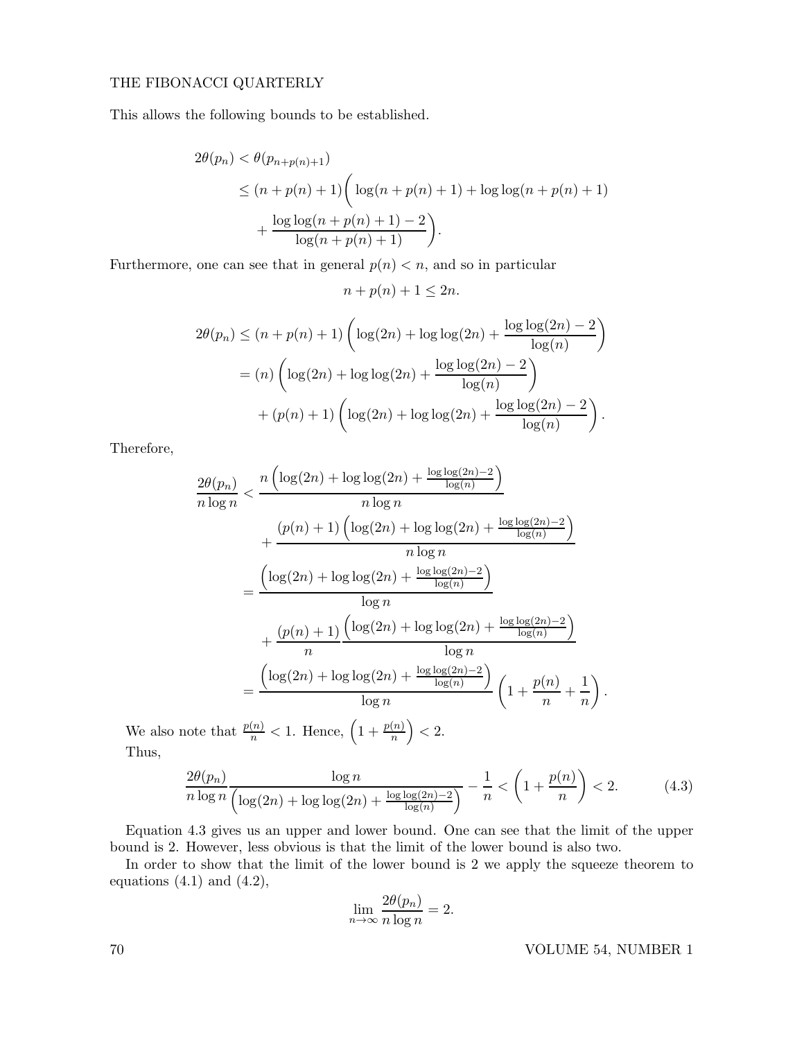This allows the following bounds to be established.

$$
\begin{aligned}
2\theta(p_n) &< \theta(p_{n+p(n)+1}) \\
&\leq (n + p(n) + 1)\bigg( \log(n + p(n) + 1) + \log\log(n + p(n) + 1) \\
&\quad + \frac{\log\log(n + p(n) + 1) - 2}{\log(n + p(n) + 1)}\bigg).
\end{aligned}
$$

Furthermore, one can see that in general $p(n) < n$, and so in particular

$$
n + p(n) + 1 \leq 2n.
$$

$$
\begin{aligned}
2\theta(p_n) &\leq (n + p(n) + 1)\left(\log(2n) + \log\log(2n) + \frac{\log\log(2n) - 2}{\log(n)}\right) \\
&= (n)\left(\log(2n) + \log\log(2n) + \frac{\log\log(2n) - 2}{\log(n)}\right) \\
&\quad + (p(n) + 1)\left(\log(2n) + \log\log(2n) + \frac{\log\log(2n) - 2}{\log(n)}\right).
\end{aligned}
$$

Therefore,

$$
\begin{aligned}
\frac{2\theta(p_n)}{n\log n} &< \frac{n\left(\log(2n) + \log\log(2n) + \frac{\log\log(2n)-2}{\log(n)}\right)}{n\log n} \\
&\quad + \frac{(p(n)+1)\left(\log(2n) + \log\log(2n) + \frac{\log\log(2n)-2}{\log(n)}\right)}{n\log n} \\
&= \frac{\left(\log(2n) + \log\log(2n) + \frac{\log\log(2n)-2}{\log(n)}\right)}{\log n} \\
&\quad + \frac{(p(n)+1)}{n}\frac{\left(\log(2n) + \log\log(2n) + \frac{\log\log(2n)-2}{\log(n)}\right)}{\log n} \\
&= \frac{\left(\log(2n) + \log\log(2n) + \frac{\log\log(2n)-2}{\log(n)}\right)}{\log n}\left(1 + \frac{p(n)}{n} + \frac{1}{n}\right).
\end{aligned}
$$

We also note that $\frac{p(n)}{n} < 1$. Hence, $\left(1 + \frac{p(n)}{n}\right) < 2$.

Thus,

$$
\frac{2\theta(p_n)}{n\log n}\frac{\log n}{\left(\log(2n) + \log\log(2n) + \frac{\log\log(2n)-2}{\log(n)}\right)} - \frac{1}{n} < \left(1 + \frac{p(n)}{n}\right) < 2. \tag{4.3}
$$

Equation 4.3 gives us an upper and lower bound. One can see that the limit of the upper bound is 2. However, less obvious is that the limit of the lower bound is also two.

In order to show that the limit of the lower bound is 2 we apply the squeeze theorem to equations (4.1) and (4.2),

$$
\lim_{n\to\infty}\frac{2\theta(p_n)}{n\log n} = 2.
$$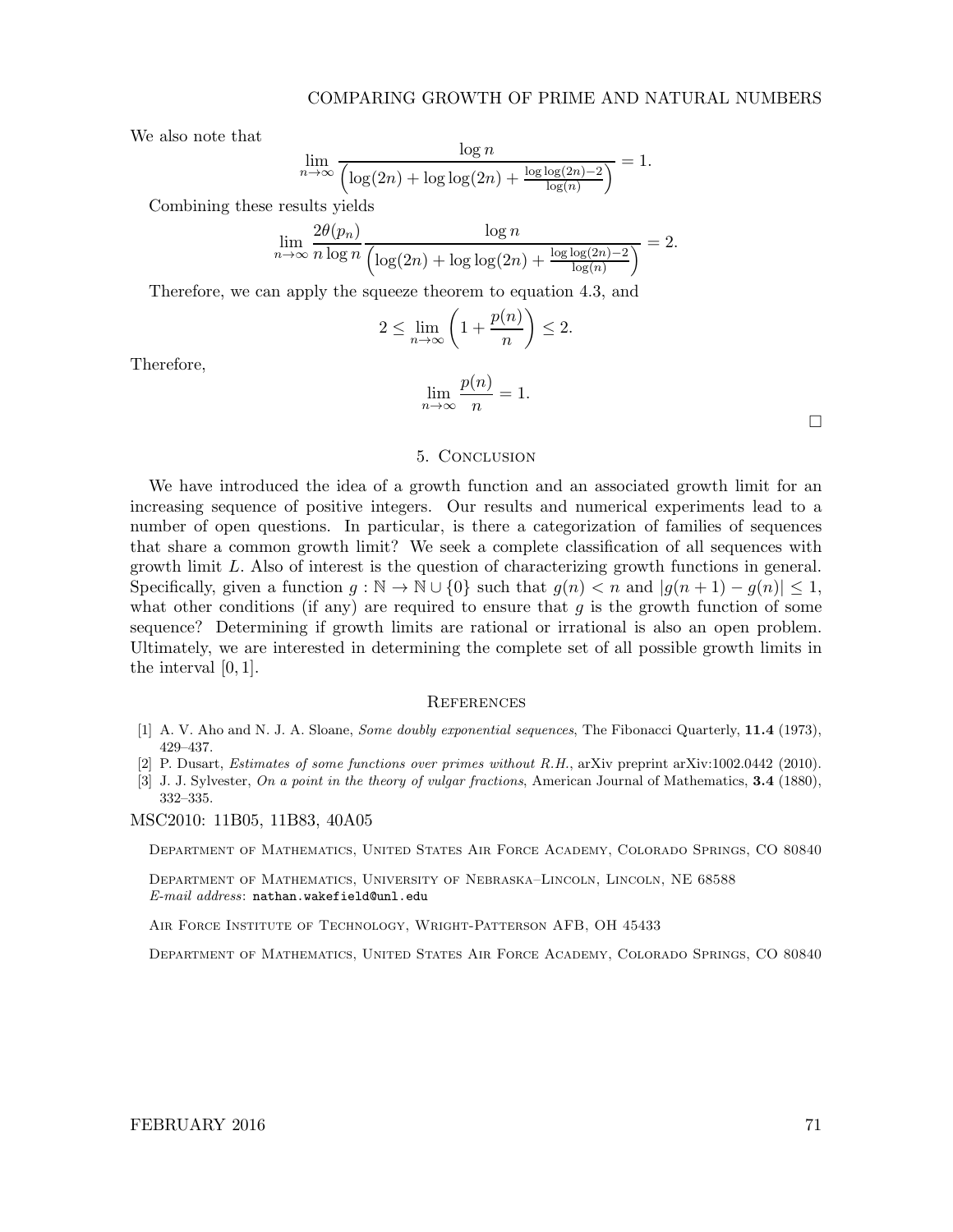We also note that

$$\lim_{n\to\infty} \frac{\log n}{\left(\log(2n) + \log\log(2n) + \frac{\log\log(2n)-2}{\log(n)}\right)} = 1.$$

Combining these results yields

$$\lim_{n\to\infty} \frac{2\theta(p_n)}{n\log n} \frac{\log n}{\left(\log(2n) + \log\log(2n) + \frac{\log\log(2n)-2}{\log(n)}\right)} = 2.$$

Therefore, we can apply the squeeze theorem to equation 4.3, and

$$2 \leq \lim_{n\to\infty} \left(1 + \frac{p(n)}{n}\right) \leq 2.$$

Therefore,

$$\lim_{n\to\infty} \frac{p(n)}{n} = 1.$$

□

## 5. Conclusion

We have introduced the idea of a growth function and an associated growth limit for an increasing sequence of positive integers. Our results and numerical experiments lead to a number of open questions. In particular, is there a categorization of families of sequences that share a common growth limit? We seek a complete classification of all sequences with growth limit $L$. Also of interest is the question of characterizing growth functions in general. Specifically, given a function $g : \mathbb{N} \to \mathbb{N} \cup \{0\}$ such that $g(n) < n$ and $|g(n+1) - g(n)| \leq 1$, what other conditions (if any) are required to ensure that $g$ is the growth function of some sequence? Determining if growth limits are rational or irrational is also an open problem. Ultimately, we are interested in determining the complete set of all possible growth limits in the interval $[0, 1]$.

## References

[1] A. V. Aho and N. J. A. Sloane, *Some doubly exponential sequences*, The Fibonacci Quarterly, **11.4** (1973), 429–437.

[2] P. Dusart, *Estimates of some functions over primes without R.H.*, arXiv preprint arXiv:1002.0442 (2010).

[3] J. J. Sylvester, *On a point in the theory of vulgar fractions*, American Journal of Mathematics, **3.4** (1880), 332–335.

MSC2010: 11B05, 11B83, 40A05

Department of Mathematics, United States Air Force Academy, Colorado Springs, CO 80840

Department of Mathematics, University of Nebraska–Lincoln, Lincoln, NE 68588
*E-mail address*: nathan.wakefield@unl.edu

Air Force Institute of Technology, Wright-Patterson AFB, OH 45433

Department of Mathematics, United States Air Force Academy, Colorado Springs, CO 80840